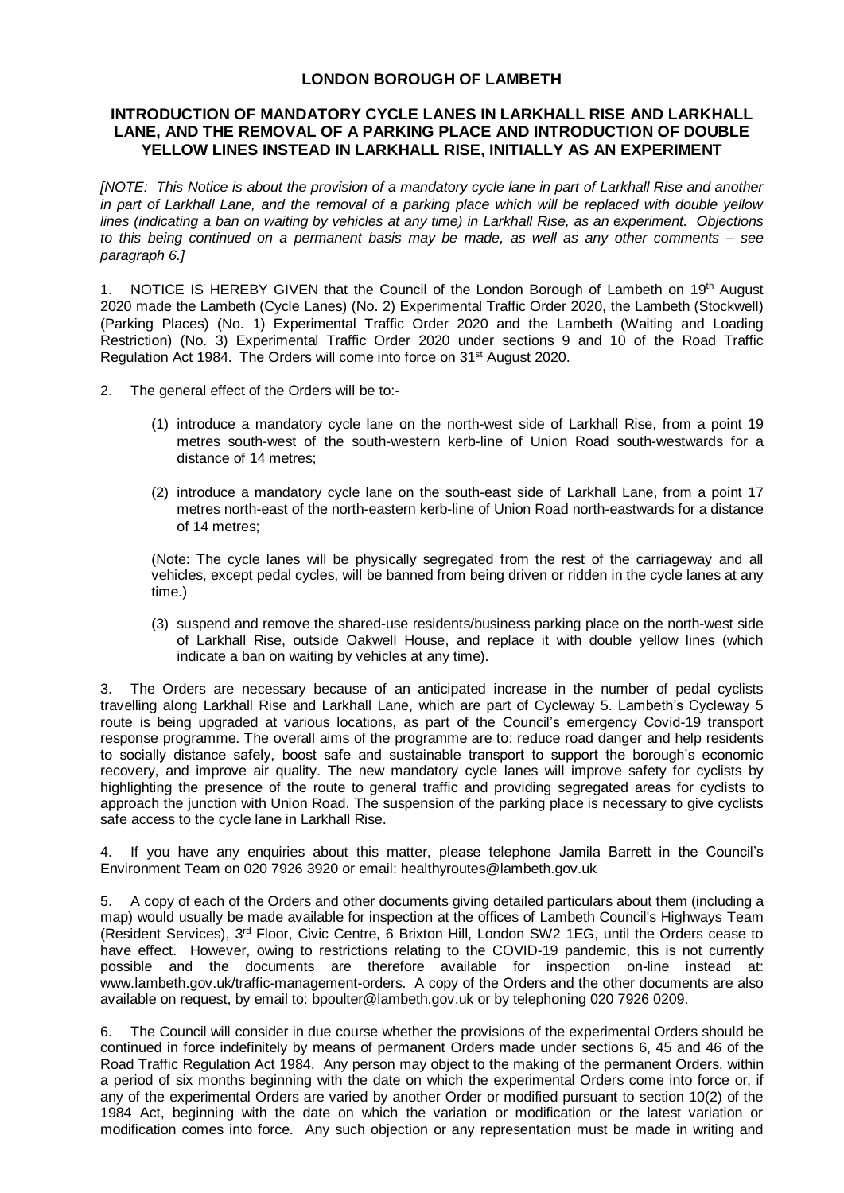# LONDON BOROUGH OF LAMBETH

## INTRODUCTION OF MANDATORY CYCLE LANES IN LARKHALL RISE AND LARKHALL LANE, AND THE REMOVAL OF A PARKING PLACE AND INTRODUCTION OF DOUBLE YELLOW LINES INSTEAD IN LARKHALL RISE, INITIALLY AS AN EXPERIMENT

*[NOTE: This Notice is about the provision of a mandatory cycle lane in part of Larkhall Rise and another in part of Larkhall Lane, and the removal of a parking place which will be replaced with double yellow lines (indicating a ban on waiting by vehicles at any time) in Larkhall Rise, as an experiment. Objections to this being continued on a permanent basis may be made, as well as any other comments – see paragraph 6.]*

1. NOTICE IS HEREBY GIVEN that the Council of the London Borough of Lambeth on 19th August 2020 made the Lambeth (Cycle Lanes) (No. 2) Experimental Traffic Order 2020, the Lambeth (Stockwell) (Parking Places) (No. 1) Experimental Traffic Order 2020 and the Lambeth (Waiting and Loading Restriction) (No. 3) Experimental Traffic Order 2020 under sections 9 and 10 of the Road Traffic Regulation Act 1984. The Orders will come into force on 31st August 2020.

2. The general effect of the Orders will be to:-

   (1) introduce a mandatory cycle lane on the north-west side of Larkhall Rise, from a point 19 metres south-west of the south-western kerb-line of Union Road south-westwards for a distance of 14 metres;

   (2) introduce a mandatory cycle lane on the south-east side of Larkhall Lane, from a point 17 metres north-east of the north-eastern kerb-line of Union Road north-eastwards for a distance of 14 metres;

   (Note: The cycle lanes will be physically segregated from the rest of the carriageway and all vehicles, except pedal cycles, will be banned from being driven or ridden in the cycle lanes at any time.)

   (3) suspend and remove the shared-use residents/business parking place on the north-west side of Larkhall Rise, outside Oakwell House, and replace it with double yellow lines (which indicate a ban on waiting by vehicles at any time).

3. The Orders are necessary because of an anticipated increase in the number of pedal cyclists travelling along Larkhall Rise and Larkhall Lane, which are part of Cycleway 5. Lambeth's Cycleway 5 route is being upgraded at various locations, as part of the Council's emergency Covid-19 transport response programme. The overall aims of the programme are to: reduce road danger and help residents to socially distance safely, boost safe and sustainable transport to support the borough's economic recovery, and improve air quality. The new mandatory cycle lanes will improve safety for cyclists by highlighting the presence of the route to general traffic and providing segregated areas for cyclists to approach the junction with Union Road. The suspension of the parking place is necessary to give cyclists safe access to the cycle lane in Larkhall Rise.

4. If you have any enquiries about this matter, please telephone Jamila Barrett in the Council's Environment Team on 020 7926 3920 or email: healthyroutes@lambeth.gov.uk

5. A copy of each of the Orders and other documents giving detailed particulars about them (including a map) would usually be made available for inspection at the offices of Lambeth Council's Highways Team (Resident Services), 3rd Floor, Civic Centre, 6 Brixton Hill, London SW2 1EG, until the Orders cease to have effect. However, owing to restrictions relating to the COVID-19 pandemic, this is not currently possible and the documents are therefore available for inspection on-line instead at: www.lambeth.gov.uk/traffic-management-orders. A copy of the Orders and the other documents are also available on request, by email to: bpoulter@lambeth.gov.uk or by telephoning 020 7926 0209.

6. The Council will consider in due course whether the provisions of the experimental Orders should be continued in force indefinitely by means of permanent Orders made under sections 6, 45 and 46 of the Road Traffic Regulation Act 1984. Any person may object to the making of the permanent Orders, within a period of six months beginning with the date on which the experimental Orders come into force or, if any of the experimental Orders are varied by another Order or modified pursuant to section 10(2) of the 1984 Act, beginning with the date on which the variation or modification or the latest variation or modification comes into force. Any such objection or any representation must be made in writing and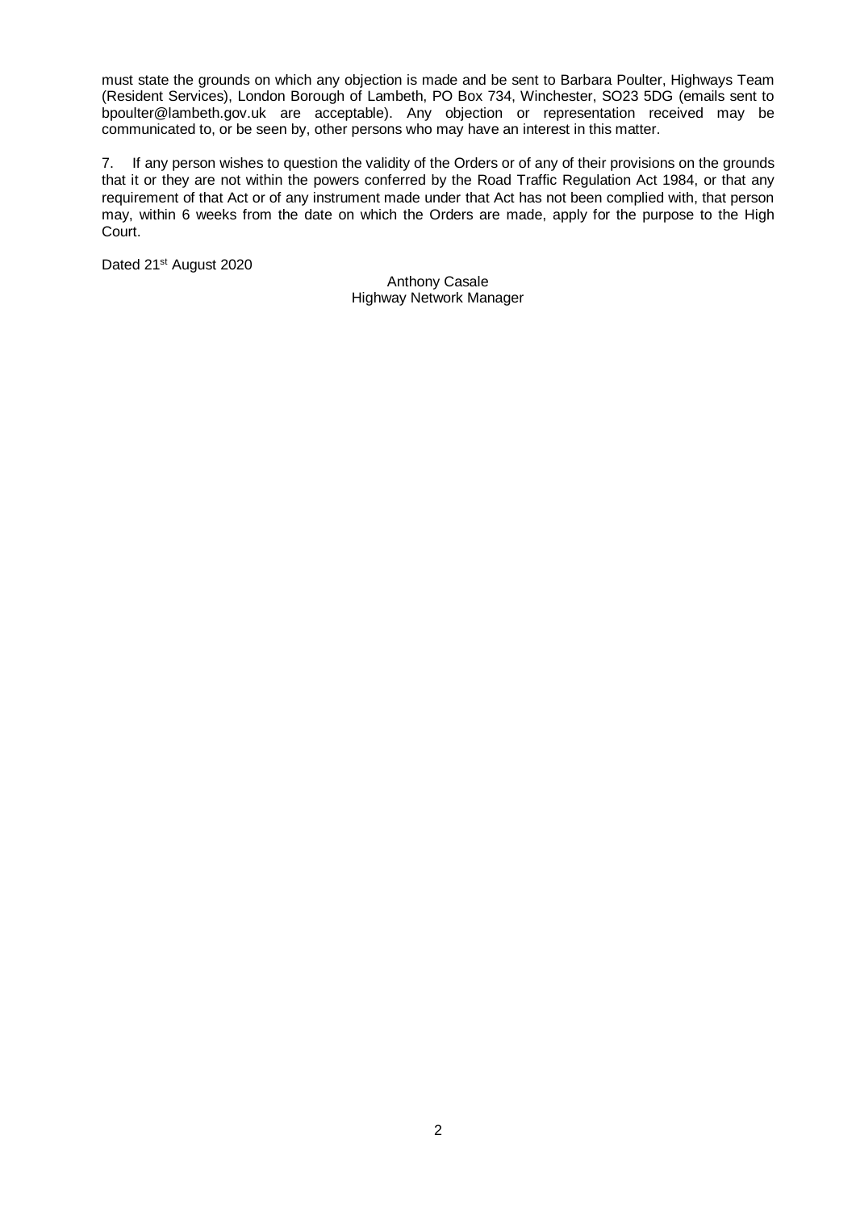must state the grounds on which any objection is made and be sent to Barbara Poulter, Highways Team (Resident Services), London Borough of Lambeth, PO Box 734, Winchester, SO23 5DG (emails sent to bpoulter@lambeth.gov.uk are acceptable). Any objection or representation received may be communicated to, or be seen by, other persons who may have an interest in this matter.

7. If any person wishes to question the validity of the Orders or of any of their provisions on the grounds that it or they are not within the powers conferred by the Road Traffic Regulation Act 1984, or that any requirement of that Act or of any instrument made under that Act has not been complied with, that person may, within 6 weeks from the date on which the Orders are made, apply for the purpose to the High Court.

Dated 21st August 2020

Anthony Casale
Highway Network Manager